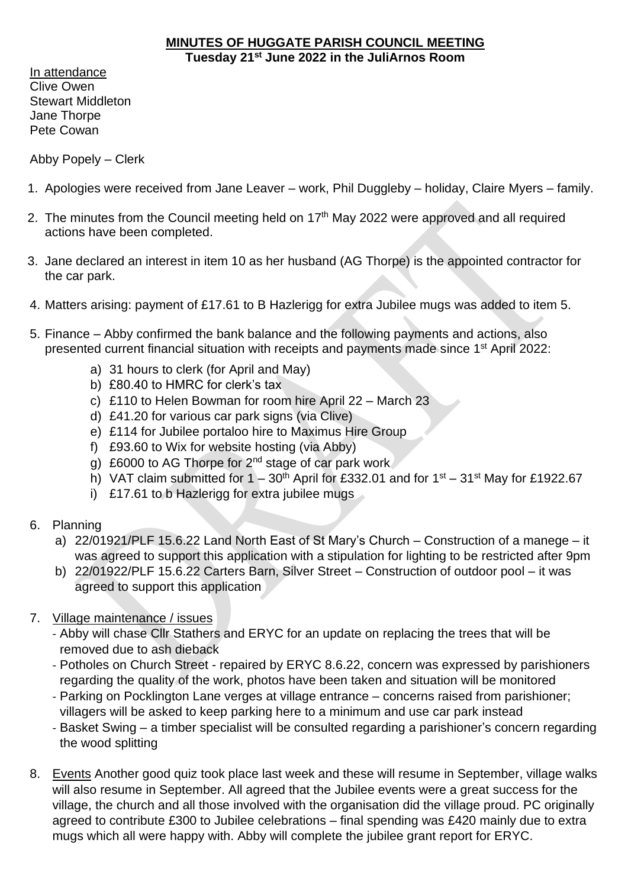# MINUTES OF HUGGATE PARISH COUNCIL MEETING

**Tuesday 21st June 2022 in the JuliArnos Room**

In attendance

Clive Owen
Stewart Middleton
Jane Thorpe
Pete Cowan

Abby Popely – Clerk

1. Apologies were received from Jane Leaver – work, Phil Duggleby – holiday, Claire Myers – family.
2. The minutes from the Council meeting held on 17th May 2022 were approved and all required actions have been completed.
3. Jane declared an interest in item 10 as her husband (AG Thorpe) is the appointed contractor for the car park.
4. Matters arising: payment of £17.61 to B Hazlerigg for extra Jubilee mugs was added to item 5.
5. Finance – Abby confirmed the bank balance and the following payments and actions, also presented current financial situation with receipts and payments made since 1st April 2022:
   a) 31 hours to clerk (for April and May)
   b) £80.40 to HMRC for clerk's tax
   c) £110 to Helen Bowman for room hire April 22 – March 23
   d) £41.20 for various car park signs (via Clive)
   e) £114 for Jubilee portaloo hire to Maximus Hire Group
   f) £93.60 to Wix for website hosting (via Abby)
   g) £6000 to AG Thorpe for 2nd stage of car park work
   h) VAT claim submitted for 1 – 30th April for £332.01 and for 1st – 31st May for £1922.67
   i) £17.61 to b Hazlerigg for extra jubilee mugs
6. Planning
   a) 22/01921/PLF 15.6.22 Land North East of St Mary's Church – Construction of a manege – it was agreed to support this application with a stipulation for lighting to be restricted after 9pm
   b) 22/01922/PLF 15.6.22 Carters Barn, Silver Street – Construction of outdoor pool – it was agreed to support this application
7. Village maintenance / issues
   - Abby will chase Cllr Stathers and ERYC for an update on replacing the trees that will be removed due to ash dieback
   - Potholes on Church Street - repaired by ERYC 8.6.22, concern was expressed by parishioners regarding the quality of the work, photos have been taken and situation will be monitored
   - Parking on Pocklington Lane verges at village entrance – concerns raised from parishioner; villagers will be asked to keep parking here to a minimum and use car park instead
   - Basket Swing – a timber specialist will be consulted regarding a parishioner's concern regarding the wood splitting
8. Events Another good quiz took place last week and these will resume in September, village walks will also resume in September. All agreed that the Jubilee events were a great success for the village, the church and all those involved with the organisation did the village proud. PC originally agreed to contribute £300 to Jubilee celebrations – final spending was £420 mainly due to extra mugs which all were happy with. Abby will complete the jubilee grant report for ERYC.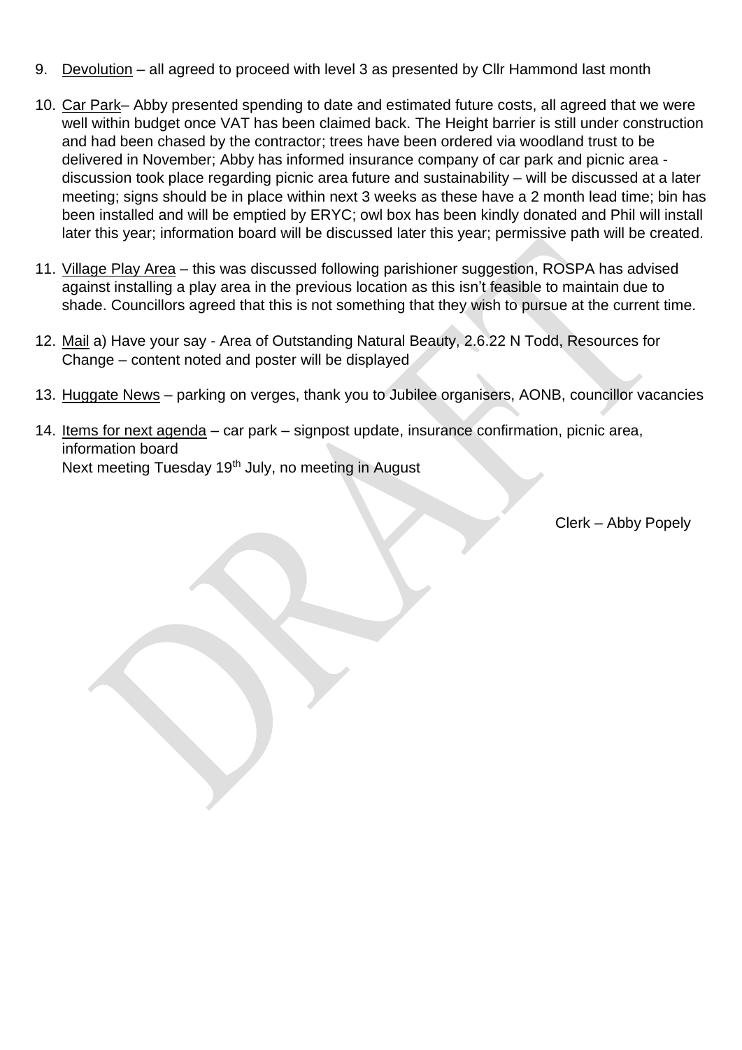9. Devolution – all agreed to proceed with level 3 as presented by Cllr Hammond last month

10. Car Park– Abby presented spending to date and estimated future costs, all agreed that we were well within budget once VAT has been claimed back. The Height barrier is still under construction and had been chased by the contractor; trees have been ordered via woodland trust to be delivered in November; Abby has informed insurance company of car park and picnic area - discussion took place regarding picnic area future and sustainability – will be discussed at a later meeting; signs should be in place within next 3 weeks as these have a 2 month lead time; bin has been installed and will be emptied by ERYC; owl box has been kindly donated and Phil will install later this year; information board will be discussed later this year; permissive path will be created.

11. Village Play Area – this was discussed following parishioner suggestion, ROSPA has advised against installing a play area in the previous location as this isn't feasible to maintain due to shade. Councillors agreed that this is not something that they wish to pursue at the current time.

12. Mail a) Have your say - Area of Outstanding Natural Beauty, 2.6.22 N Todd, Resources for Change – content noted and poster will be displayed

13. Huggate News – parking on verges, thank you to Jubilee organisers, AONB, councillor vacancies

14. Items for next agenda – car park – signpost update, insurance confirmation, picnic area, information board
    Next meeting Tuesday 19th July, no meeting in August

Clerk – Abby Popely